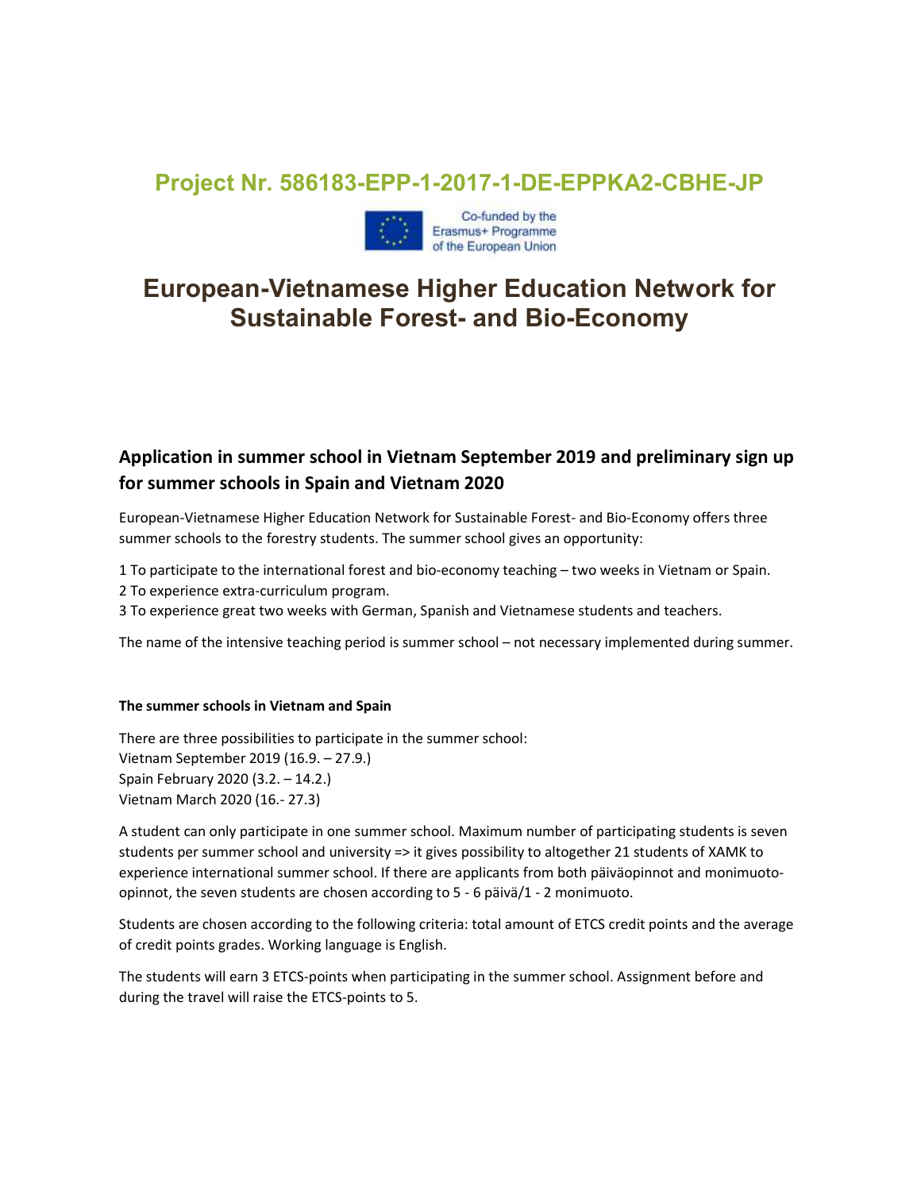# Project Nr. 586183-EPP-1-2017-1-DE-EPPKA2-CBHE-JP

Co-funded by the Erasmus+ Programme of the European Union

# European-Vietnamese Higher Education Network for Sustainable Forest- and Bio-Economy

## Application in summer school in Vietnam September 2019 and preliminary sign up for summer schools in Spain and Vietnam 2020

European-Vietnamese Higher Education Network for Sustainable Forest- and Bio-Economy offers three summer schools to the forestry students. The summer school gives an opportunity:

1 To participate to the international forest and bio-economy teaching – two weeks in Vietnam or Spain.
2 To experience extra-curriculum program.
3 To experience great two weeks with German, Spanish and Vietnamese students and teachers.

The name of the intensive teaching period is summer school – not necessary implemented during summer.

**The summer schools in Vietnam and Spain**

There are three possibilities to participate in the summer school:
Vietnam September 2019 (16.9. – 27.9.)
Spain February 2020 (3.2. – 14.2.)
Vietnam March 2020 (16.- 27.3)

A student can only participate in one summer school. Maximum number of participating students is seven students per summer school and university => it gives possibility to altogether 21 students of XAMK to experience international summer school. If there are applicants from both päiväopinnot and monimuoto-opinnot, the seven students are chosen according to 5 - 6 päivä/1 - 2 monimuoto.

Students are chosen according to the following criteria: total amount of ETCS credit points and the average of credit points grades. Working language is English.

The students will earn 3 ETCS-points when participating in the summer school. Assignment before and during the travel will raise the ETCS-points to 5.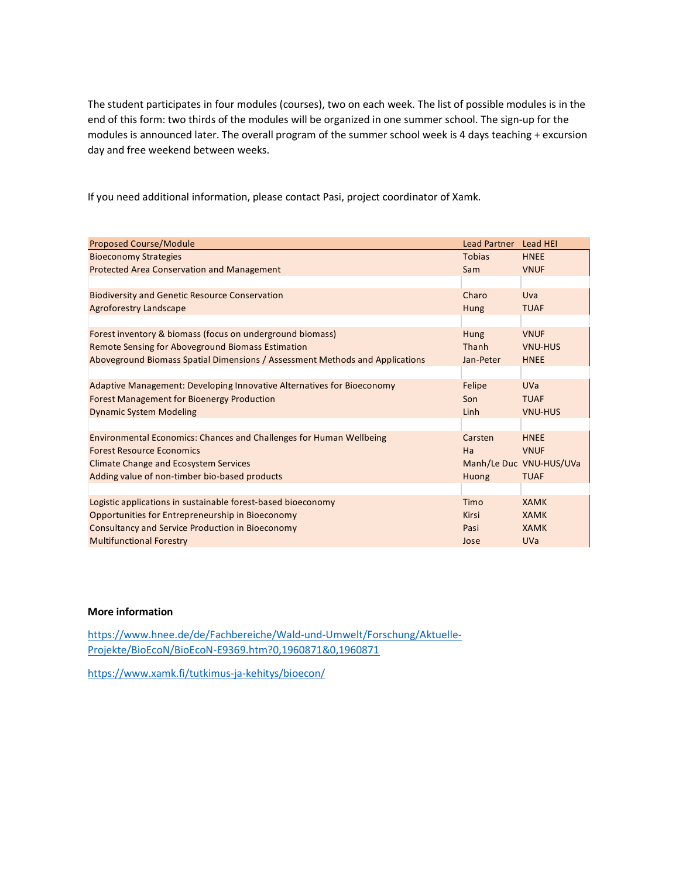The student participates in four modules (courses), two on each week. The list of possible modules is in the end of this form: two thirds of the modules will be organized in one summer school. The sign-up for the modules is announced later. The overall program of the summer school week is 4 days teaching + excursion day and free weekend between weeks.

If you need additional information, please contact Pasi, project coordinator of Xamk.

| Proposed Course/Module | Lead Partner | Lead HEI |
|---|---|---|
| Bioeconomy Strategies | Tobias | HNEE |
| Protected Area Conservation and Management | Sam | VNUF |
| | | |
| Biodiversity and Genetic Resource Conservation | Charo | Uva |
| Agroforestry Landscape | Hung | TUAF |
| | | |
| Forest inventory & biomass (focus on underground biomass) | Hung | VNUF |
| Remote Sensing for Aboveground Biomass Estimation | Thanh | VNU-HUS |
| Aboveground Biomass Spatial Dimensions / Assessment Methods and Applications | Jan-Peter | HNEE |
| | | |
| Adaptive Management: Developing Innovative Alternatives for Bioeconomy | Felipe | UVa |
| Forest Management for Bioenergy Production | Son | TUAF |
| Dynamic System Modeling | Linh | VNU-HUS |
| | | |
| Environmental Economics: Chances and Challenges for Human Wellbeing | Carsten | HNEE |
| Forest Resource Economics | Ha | VNUF |
| Climate Change and Ecosystem Services | Manh/Le Duc | VNU-HUS/UVa |
| Adding value of non-timber bio-based products | Huong | TUAF |
| | | |
| Logistic applications in sustainable forest-based bioeconomy | Timo | XAMK |
| Opportunities for Entrepreneurship in Bioeconomy | Kirsi | XAMK |
| Consultancy and Service Production in Bioeconomy | Pasi | XAMK |
| Multifunctional Forestry | Jose | UVa |

**More information**

https://www.hnee.de/de/Fachbereiche/Wald-und-Umwelt/Forschung/Aktuelle-Projekte/BioEcoN/BioEcoN-E9369.htm?0,1960871&0,1960871

https://www.xamk.fi/tutkimus-ja-kehitys/bioecon/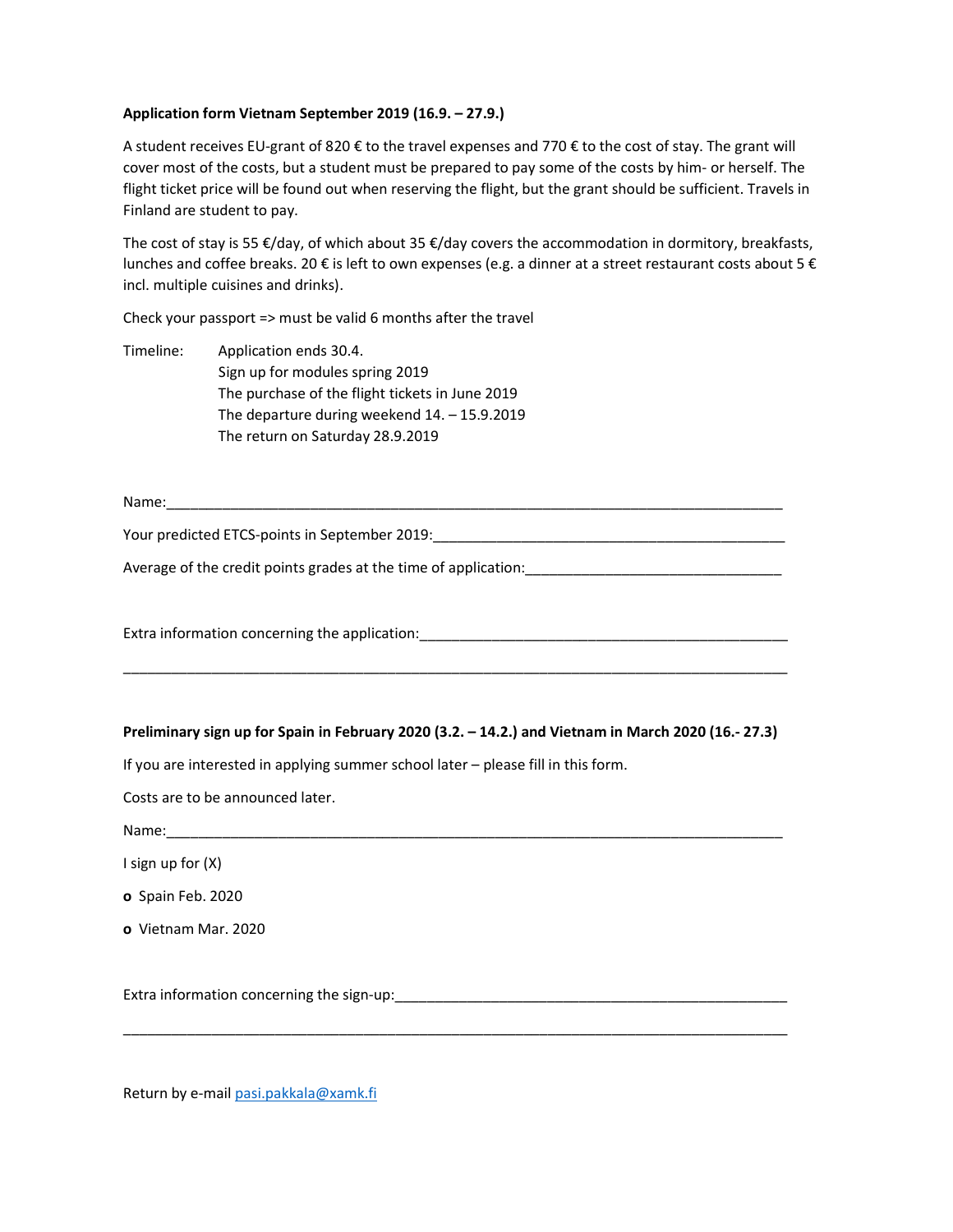**Application form Vietnam September 2019 (16.9. – 27.9.)**

A student receives EU-grant of 820 € to the travel expenses and 770 € to the cost of stay. The grant will cover most of the costs, but a student must be prepared to pay some of the costs by him- or herself. The flight ticket price will be found out when reserving the flight, but the grant should be sufficient. Travels in Finland are student to pay.

The cost of stay is 55 €/day, of which about 35 €/day covers the accommodation in dormitory, breakfasts, lunches and coffee breaks. 20 € is left to own expenses (e.g. a dinner at a street restaurant costs about 5 € incl. multiple cuisines and drinks).

Check your passport => must be valid 6 months after the travel

Timeline:
- Application ends 30.4.
- Sign up for modules spring 2019
- The purchase of the flight tickets in June 2019
- The departure during weekend 14. – 15.9.2019
- The return on Saturday 28.9.2019

Name:_______________________________________________________________________________

Your predicted ETCS-points in September 2019:______________________________________________

Average of the credit points grades at the time of application:_________________________________

Extra information concerning the application:_______________________________________________

_____________________________________________________________________________________

**Preliminary sign up for Spain in February 2020 (3.2. – 14.2.) and Vietnam in March 2020 (16.- 27.3)**

If you are interested in applying summer school later – please fill in this form.

Costs are to be announced later.

Name:_______________________________________________________________________________

I sign up for (X)

- o Spain Feb. 2020
- o Vietnam Mar. 2020

Extra information concerning the sign-up:___________________________________________________

_____________________________________________________________________________________

Return by e-mail pasi.pakkala@xamk.fi